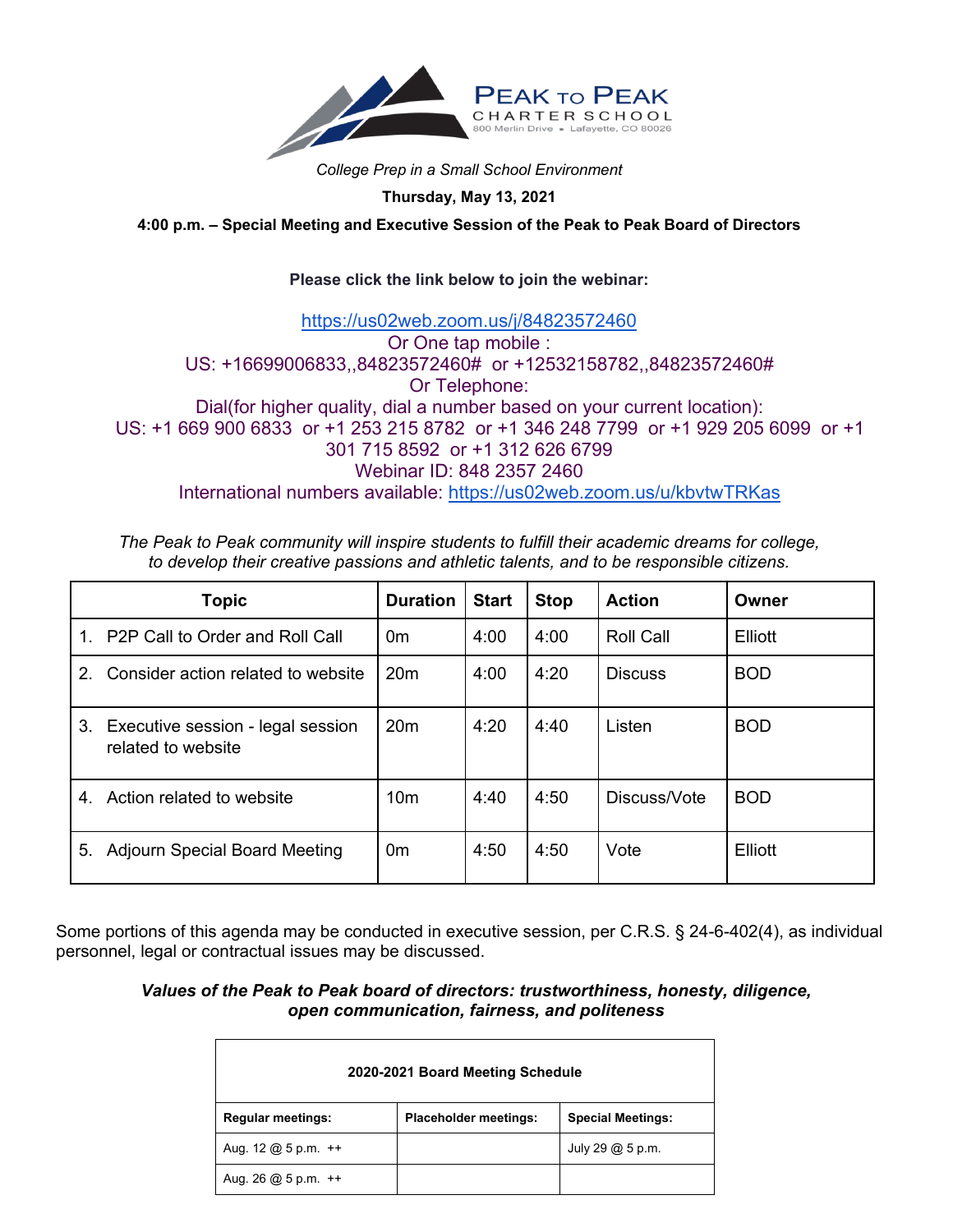# PEAK TO PEAK CHARTER SCHOOL

800 Merlin Drive • Lafayette, CO 80026

*College Prep in a Small School Environment*

**Thursday, May 13, 2021**

**4:00 p.m. – Special Meeting and Executive Session of the Peak to Peak Board of Directors**

**Please click the link below to join the webinar:**

https://us02web.zoom.us/j/84823572460
Or One tap mobile :
US: +16699006833,,84823572460# or +12532158782,,84823572460#
Or Telephone:
Dial(for higher quality, dial a number based on your current location):
US: +1 669 900 6833 or +1 253 215 8782 or +1 346 248 7799 or +1 929 205 6099 or +1 301 715 8592 or +1 312 626 6799
Webinar ID: 848 2357 2460
International numbers available: https://us02web.zoom.us/u/kbvtwTRKas

*The Peak to Peak community will inspire students to fulfill their academic dreams for college, to develop their creative passions and athletic talents, and to be responsible citizens.*

| Topic | Duration | Start | Stop | Action | Owner |
|---|---|---|---|---|---|
| 1. P2P Call to Order and Roll Call | 0m | 4:00 | 4:00 | Roll Call | Elliott |
| 2. Consider action related to website | 20m | 4:00 | 4:20 | Discuss | BOD |
| 3. Executive session - legal session related to website | 20m | 4:20 | 4:40 | Listen | BOD |
| 4. Action related to website | 10m | 4:40 | 4:50 | Discuss/Vote | BOD |
| 5. Adjourn Special Board Meeting | 0m | 4:50 | 4:50 | Vote | Elliott |

Some portions of this agenda may be conducted in executive session, per C.R.S. § 24-6-402(4), as individual personnel, legal or contractual issues may be discussed.

***Values of the Peak to Peak board of directors: trustworthiness, honesty, diligence, open communication, fairness, and politeness***

| **2020-2021 Board Meeting Schedule** | | |
|---|---|---|
| **Regular meetings:** | **Placeholder meetings:** | **Special Meetings:** |
| Aug. 12 @ 5 p.m. ++ | | July 29 @ 5 p.m. |
| Aug. 26 @ 5 p.m. ++ | | |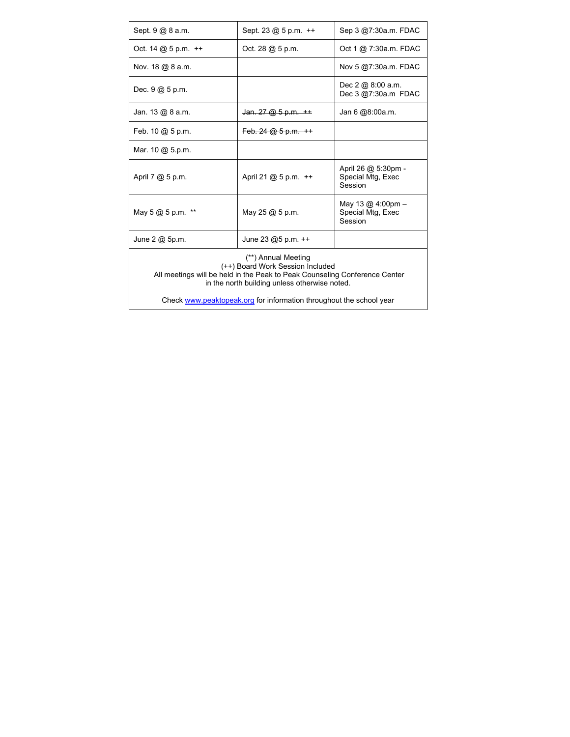| | | |
|---|---|---|
| Sept. 9 @ 8 a.m. | Sept. 23 @ 5 p.m. ++ | Sep 3 @7:30a.m. FDAC |
| Oct. 14 @ 5 p.m. ++ | Oct. 28 @ 5 p.m. | Oct 1 @ 7:30a.m. FDAC |
| Nov. 18 @ 8 a.m. | | Nov 5 @7:30a.m. FDAC |
| Dec. 9 @ 5 p.m. | | Dec 2 @ 8:00 a.m.<br>Dec 3 @7:30a.m FDAC |
| Jan. 13 @ 8 a.m. | ~~Jan. 27 @ 5 p.m. ++~~ | Jan 6 @8:00a.m. |
| Feb. 10 @ 5 p.m. | ~~Feb. 24 @ 5 p.m. ++~~ | |
| Mar. 10 @ 5.p.m. | | |
| April 7 @ 5 p.m. | April 21 @ 5 p.m. ++ | April 26 @ 5:30pm - Special Mtg, Exec Session |
| May 5 @ 5 p.m. ** | May 25 @ 5 p.m. | May 13 @ 4:00pm – Special Mtg, Exec Session |
| June 2 @ 5p.m. | June 23 @5 p.m. ++ | |

(**) Annual Meeting
(++) Board Work Session Included
All meetings will be held in the Peak to Peak Counseling Conference Center in the north building unless otherwise noted.

Check www.peaktopeak.org for information throughout the school year